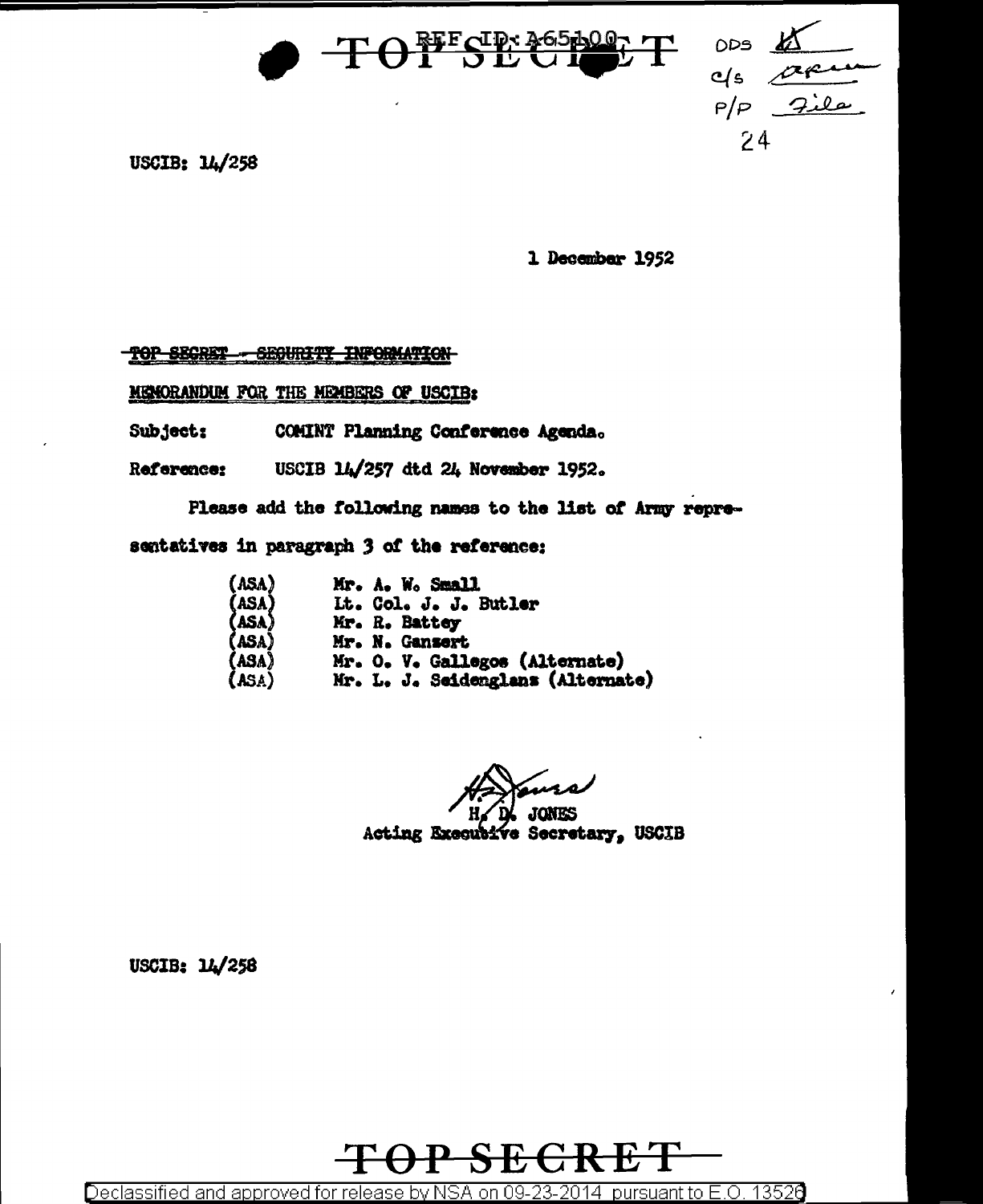TOP SECRET

DDS
C/S
P/P File
24

USCIB: 14/258

1 December 1952

~~TOP SECRET - SECURITY INFORMATION~~

MEMORANDUM FOR THE MEMBERS OF USCIB:

Subject: COMINT Planning Conference Agenda.

Reference: USCIB 14/257 dtd 24 November 1952.

Please add the following names to the list of Army representatives in paragraph 3 of the reference:

(ASA) Mr. A. W. Small
(ASA) Lt. Col. J. J. Butler
(ASA) Mr. R. Battey
(ASA) Mr. N. Ganzert
(ASA) Mr. O. V. Gallegos (Alternate)
(ASA) Mr. L. J. Seidenglanz (Alternate)

H. D. JONES
Acting Executive Secretary, USCIB

USCIB: 14/258

TOP SECRET

Declassified and approved for release by NSA on 09-23-2014 pursuant to E.O. 13526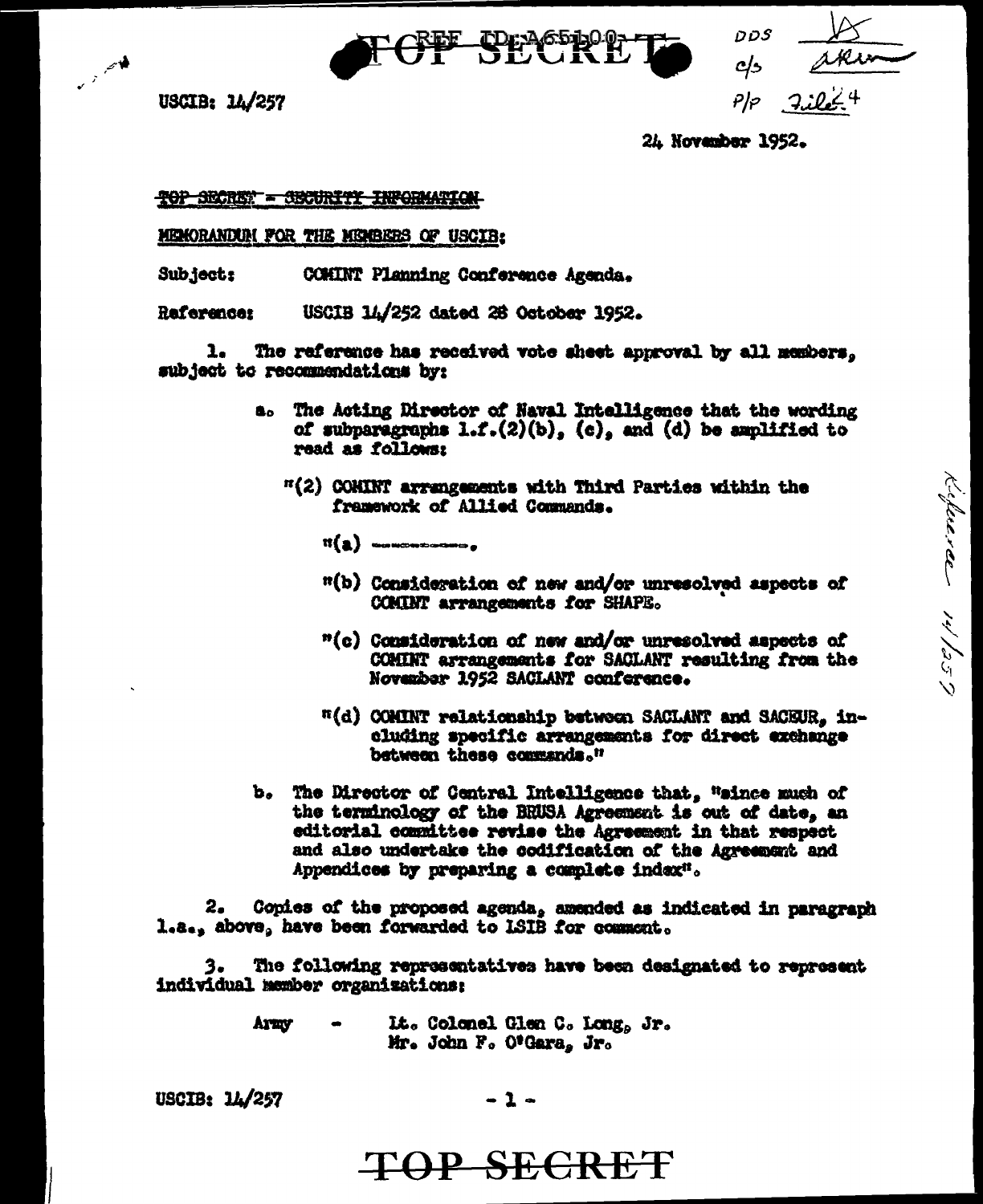USCIB: 14/257

24 November 1952.

~~TOP SECRET - SECURITY INFORMATION~~

MEMORANDUM FOR THE MEMBERS OF USCIB:

Subject: COMINT Planning Conference Agenda.

Reference: USCIB 14/252 dated 28 October 1952.

1. The reference has received vote sheet approval by all members, subject to recommendations by:

   a. The Acting Director of Naval Intelligence that the wording of subparagraphs 1.f.(2)(b), (c), and (d) be amplified to read as follows:

      "(2) COMINT arrangements with Third Parties within the framework of Allied Commands.

         "(a) ——————.

         "(b) Consideration of new and/or unresolved aspects of COMINT arrangements for SHAPE.

         "(c) Consideration of new and/or unresolved aspects of COMINT arrangements for SACLANT resulting from the November 1952 SACLANT conference.

         "(d) COMINT relationship between SACLANT and SACEUR, including specific arrangements for direct exchange between these commands."

   b. The Director of Central Intelligence that, "since much of the terminology of the BRUSA Agreement is out of date, an editorial committee revise the Agreement in that respect and also undertake the codification of the Agreement and Appendices by preparing a complete index".

2. Copies of the proposed agenda, amended as indicated in paragraph 1.a., above, have been forwarded to LSIB for comment.

3. The following representatives have been designated to represent individual member organizations:

   Army - Lt. Colonel Glen C. Long, Jr.
   Mr. John F. O'Gara, Jr.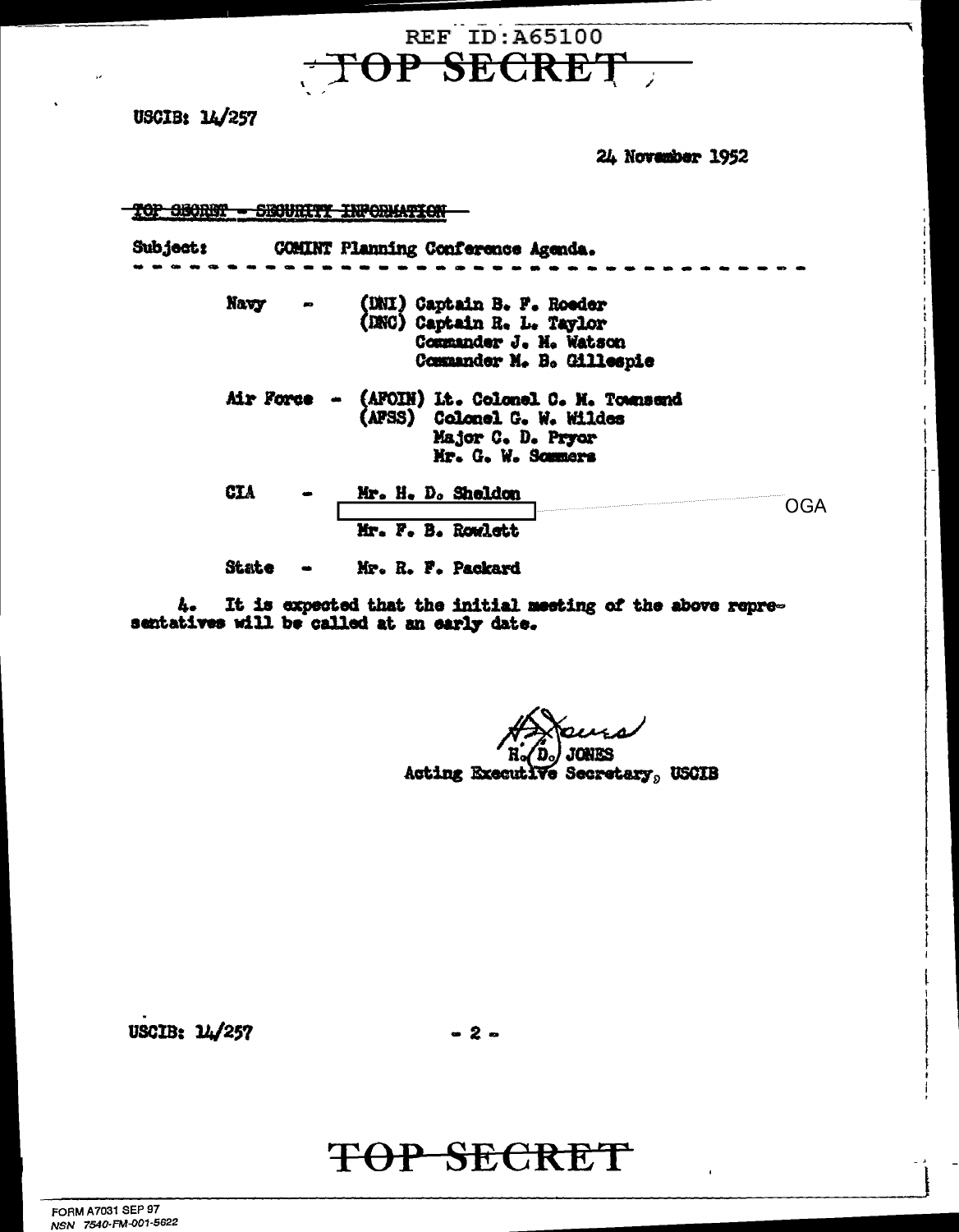REF ID:A65100

TOP SECRET

USCIB: 14/257

24 November 1952

~~TOP SECRET - SECURITY INFORMATION~~

Subject: COMINT Planning Conference Agenda.

- - - - - - - - - - - - - - - - - - - - - - - - - - - - - - - - - - -

| | | |
|---|---|---|
| Navy | - | (DNI) Captain B. F. Roeder<br>(DNC) Captain R. L. Taylor<br>Commander J. M. Watson<br>Commander M. B. Gillespie |
| Air Force | - | (AFOIN) Lt. Colonel C. M. Townsend<br>(AFSS) Colonel G. W. Wildes<br>Major C. D. Pryor<br>Mr. G. W. Sommers |
| CIA | - | Mr. H. D. Sheldon<br>[REDACTED] OGA<br>Mr. F. B. Rowlett |
| State | - | Mr. R. F. Packard |

4\. It is expected that the initial meeting of the above representatives will be called at an early date.

H. D. JONES
Acting Executive Secretary, USCIB

USCIB: 14/257

TOP SECRET

FORM A7031 SEP 97
NSN 7540-FM-001-5622